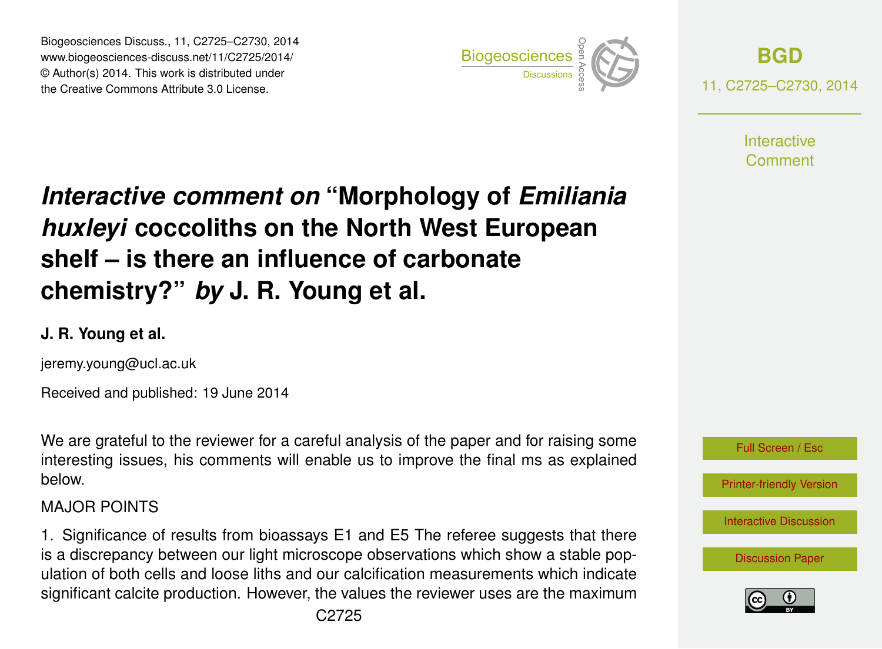# *Interactive comment on* "Morphology of *Emiliania huxleyi* coccoliths on the North West European shelf – is there an influence of carbonate chemistry?" *by* J. R. Young et al.

**J. R. Young et al.**

jeremy.young@ucl.ac.uk

Received and published: 19 June 2014

We are grateful to the reviewer for a careful analysis of the paper and for raising some interesting issues, his comments will enable us to improve the final ms as explained below.

MAJOR POINTS

1. Significance of results from bioassays E1 and E5 The referee suggests that there is a discrepancy between our light microscope observations which show a stable population of both cells and loose liths and our calcification measurements which indicate significant calcite production. However, the values the reviewer uses are the maximum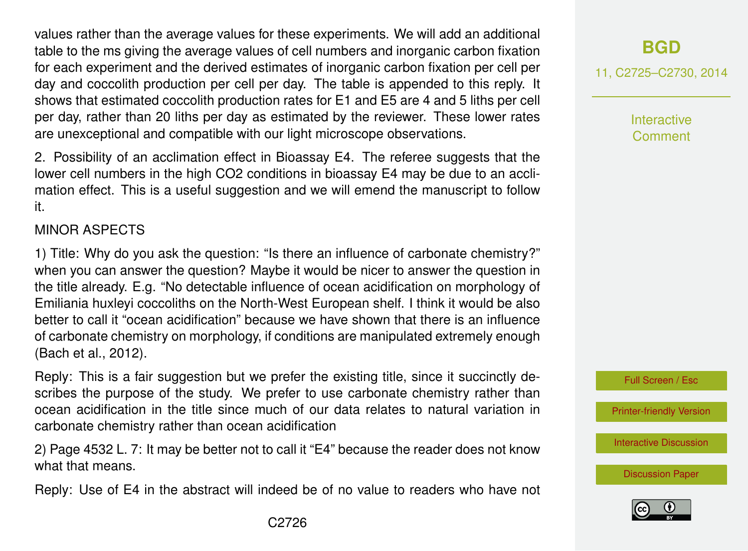values rather than the average values for these experiments. We will add an additional table to the ms giving the average values of cell numbers and inorganic carbon fixation for each experiment and the derived estimates of inorganic carbon fixation per cell per day and coccolith production per cell per day. The table is appended to this reply. It shows that estimated coccolith production rates for E1 and E5 are 4 and 5 liths per cell per day, rather than 20 liths per day as estimated by the reviewer. These lower rates are unexceptional and compatible with our light microscope observations.

2. Possibility of an acclimation effect in Bioassay E4. The referee suggests that the lower cell numbers in the high CO2 conditions in bioassay E4 may be due to an acclimation effect. This is a useful suggestion and we will emend the manuscript to follow it.

MINOR ASPECTS

1) Title: Why do you ask the question: "Is there an influence of carbonate chemistry?" when you can answer the question? Maybe it would be nicer to answer the question in the title already. E.g. "No detectable influence of ocean acidification on morphology of Emiliania huxleyi coccoliths on the North-West European shelf. I think it would be also better to call it "ocean acidification" because we have shown that there is an influence of carbonate chemistry on morphology, if conditions are manipulated extremely enough (Bach et al., 2012).

Reply: This is a fair suggestion but we prefer the existing title, since it succinctly describes the purpose of the study. We prefer to use carbonate chemistry rather than ocean acidification in the title since much of our data relates to natural variation in carbonate chemistry rather than ocean acidification

2) Page 4532 L. 7: It may be better not to call it "E4" because the reader does not know what that means.

Reply: Use of E4 in the abstract will indeed be of no value to readers who have not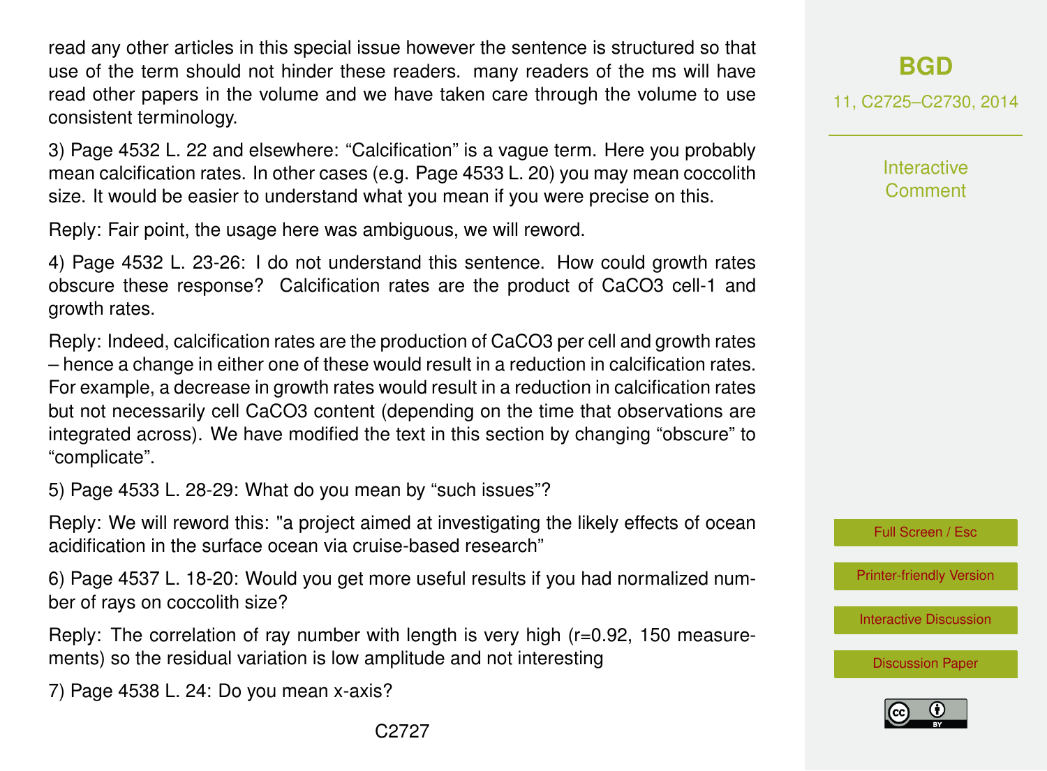read any other articles in this special issue however the sentence is structured so that use of the term should not hinder these readers. many readers of the ms will have read other papers in the volume and we have taken care through the volume to use consistent terminology.

3) Page 4532 L. 22 and elsewhere: “Calcification” is a vague term. Here you probably mean calcification rates. In other cases (e.g. Page 4533 L. 20) you may mean coccolith size. It would be easier to understand what you mean if you were precise on this.

Reply: Fair point, the usage here was ambiguous, we will reword.

4) Page 4532 L. 23-26: I do not understand this sentence. How could growth rates obscure these response? Calcification rates are the product of $CaCO_3$ cell-1 and growth rates.

Reply: Indeed, calcification rates are the production of $CaCO_3$ per cell and growth rates – hence a change in either one of these would result in a reduction in calcification rates. For example, a decrease in growth rates would result in a reduction in calcification rates but not necessarily cell $CaCO_3$ content (depending on the time that observations are integrated across). We have modified the text in this section by changing “obscure” to “complicate”.

5) Page 4533 L. 28-29: What do you mean by “such issues”?

Reply: We will reword this: "a project aimed at investigating the likely effects of ocean acidification in the surface ocean via cruise-based research"

6) Page 4537 L. 18-20: Would you get more useful results if you had normalized number of rays on coccolith size?

Reply: The correlation of ray number with length is very high (r=0.92, 150 measurements) so the residual variation is low amplitude and not interesting

7) Page 4538 L. 24: Do you mean x-axis?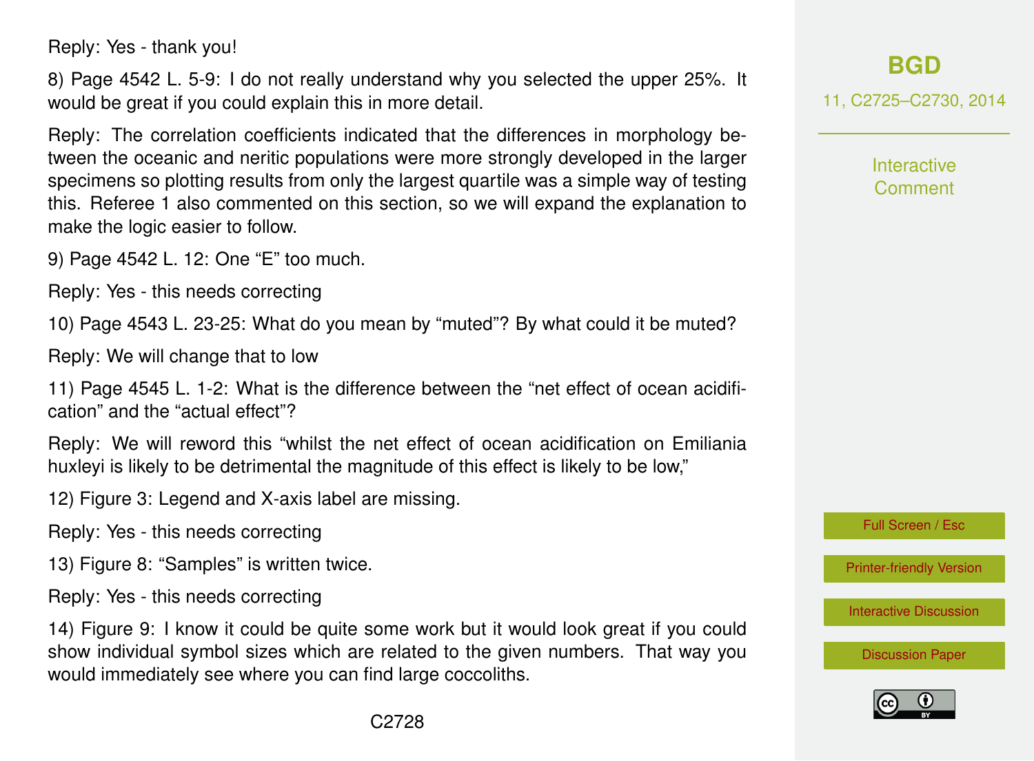Reply: Yes - thank you!

8) Page 4542 L. 5-9: I do not really understand why you selected the upper 25%. It would be great if you could explain this in more detail.

Reply: The correlation coefficients indicated that the differences in morphology between the oceanic and neritic populations were more strongly developed in the larger specimens so plotting results from only the largest quartile was a simple way of testing this. Referee 1 also commented on this section, so we will expand the explanation to make the logic easier to follow.

9) Page 4542 L. 12: One "E" too much.

Reply: Yes - this needs correcting

10) Page 4543 L. 23-25: What do you mean by "muted"? By what could it be muted?

Reply: We will change that to low

11) Page 4545 L. 1-2: What is the difference between the "net effect of ocean acidification" and the "actual effect"?

Reply: We will reword this "whilst the net effect of ocean acidification on Emiliania huxleyi is likely to be detrimental the magnitude of this effect is likely to be low,"

12) Figure 3: Legend and X-axis label are missing.

Reply: Yes - this needs correcting

13) Figure 8: "Samples" is written twice.

Reply: Yes - this needs correcting

14) Figure 9: I know it could be quite some work but it would look great if you could show individual symbol sizes which are related to the given numbers. That way you would immediately see where you can find large coccoliths.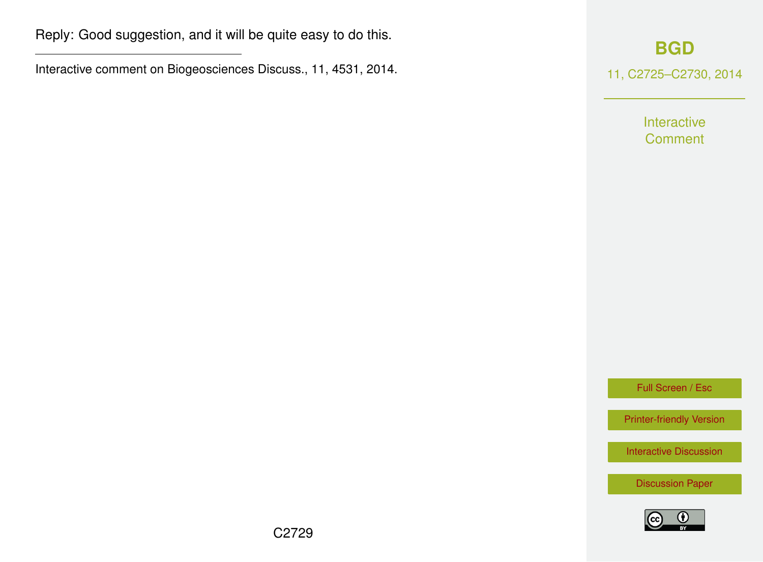Reply: Good suggestion, and it will be quite easy to do this.

---

Interactive comment on Biogeosciences Discuss., 11, 4531, 2014.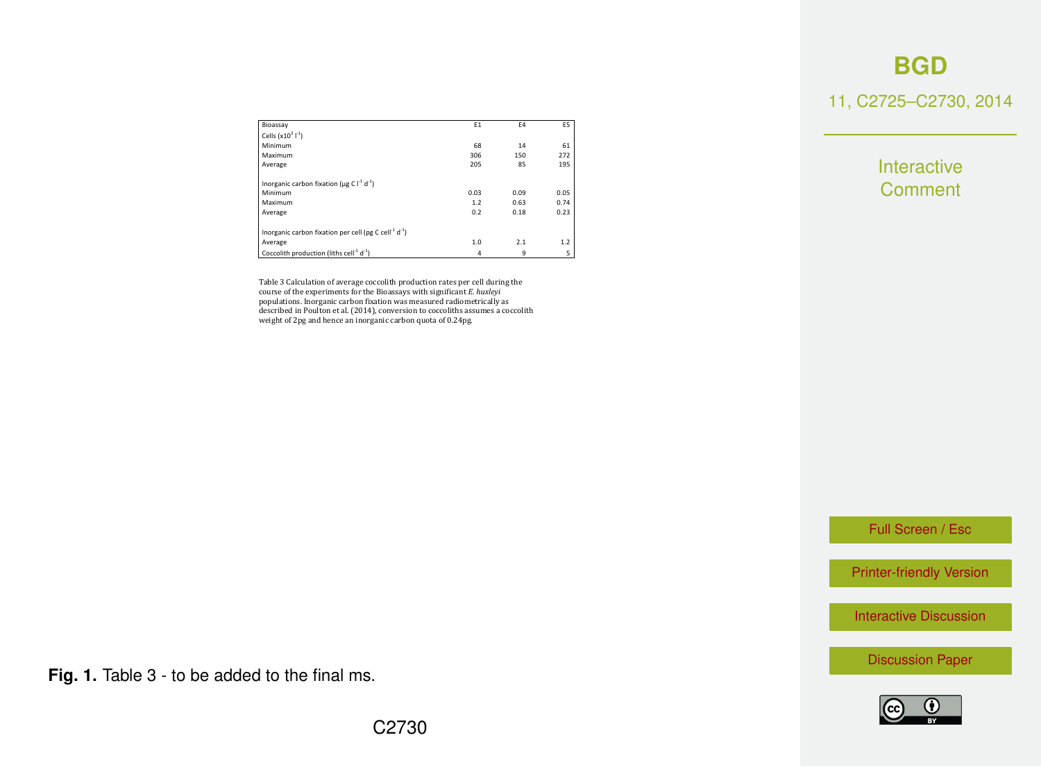| Bioassay | E1 | E4 | E5 |
|---|---|---|---|
| Cells ($x10^3\ l^{-1}$) | | | |
| Minimum | 68 | 14 | 61 |
| Maximum | 306 | 150 | 272 |
| Average | 205 | 85 | 195 |
| | | | |
| Inorganic carbon fixation ($\mu g\ C\ l^{-1}\ d^{-1}$) | | | |
| Minimum | 0.03 | 0.09 | 0.05 |
| Maximum | 1.2 | 0.63 | 0.74 |
| Average | 0.2 | 0.18 | 0.23 |
| | | | |
| Inorganic carbon fixation per cell ($pg\ C\ cell^{-1}\ d^{-1}$) | | | |
| Average | 1.0 | 2.1 | 1.2 |
| Coccolith production ($liths\ cell^{-1}\ d^{-1}$) | 4 | 9 | 5 |

Table 3 Calculation of average coccolith production rates per cell during the course of the experiments for the Bioassays with significant *E. huxleyi* populations. Inorganic carbon fixation was measured radiometrically as described in Poulton et al. (2014), conversion to coccoliths assumes a coccolith weight of 2pg and hence an inorganic carbon quota of 0.24pg.

**Fig. 1.** Table 3 - to be added to the final ms.